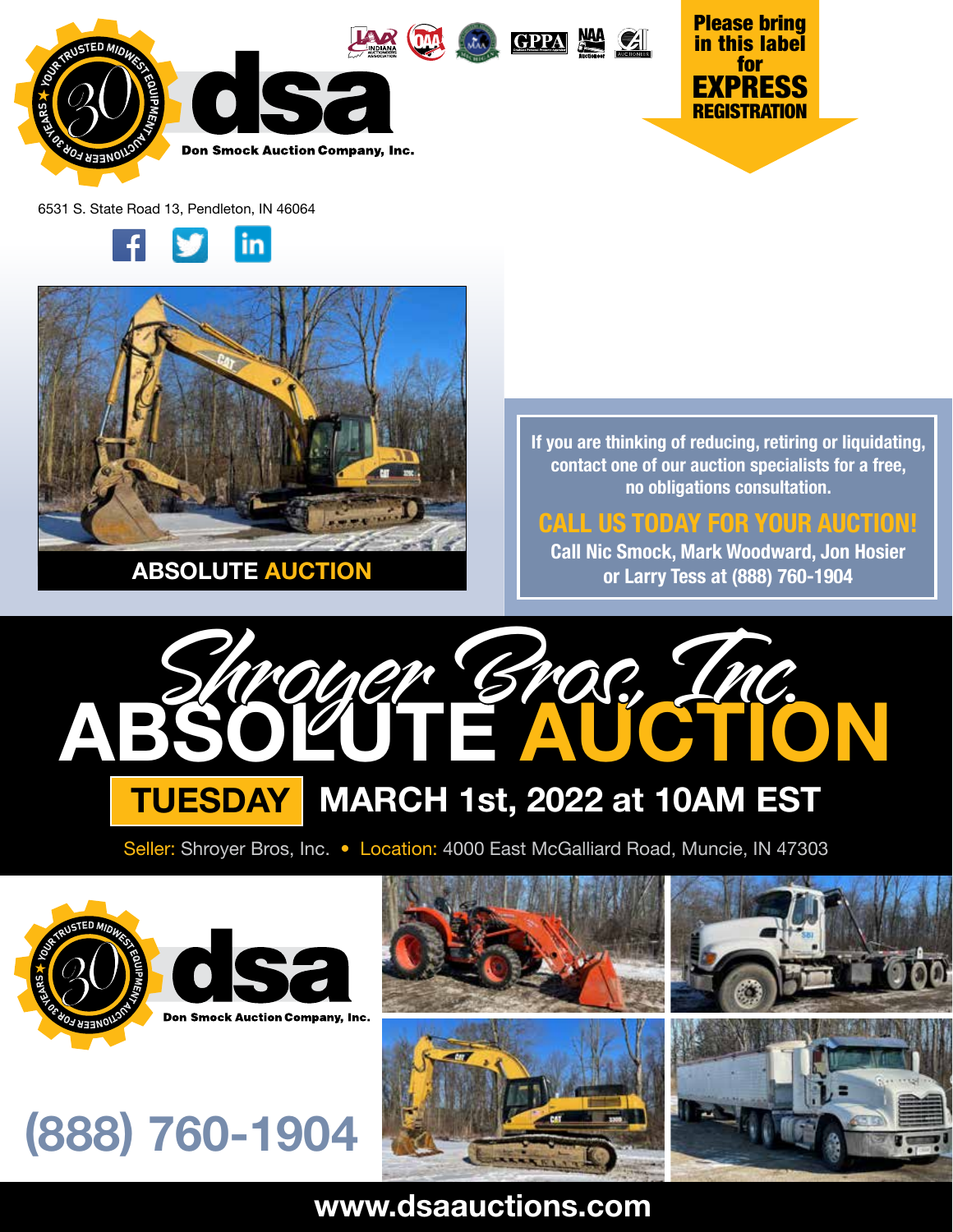**dsa**

Don Smock Auction Company, Inc.

Your Trusted Midwest Equipment Auctioneer for 30 Years

Please bring in this label for **EXPRESS REGISTRATION**

6531 S. State Road 13, Pendleton, IN 46064

ABSOLUTE AUCTION

If you are thinking of reducing, retiring or liquidating, contact one of our auction specialists for a free, no obligations consultation.

**CALL US TODAY FOR YOUR AUCTION!**

Call Nic Smock, Mark Woodward, Jon Hosier or Larry Tess at (888) 760-1904

# *Shroyer Bros, Inc.* ABSOLUTE AUCTION

## TUESDAY MARCH 1st, 2022 at 10AM EST

Seller: Shroyer Bros, Inc. • Location: 4000 East McGalliard Road, Muncie, IN 47303

**dsa**

Don Smock Auction Company, Inc.

# (888) 760-1904

**www.dsaauctions.com**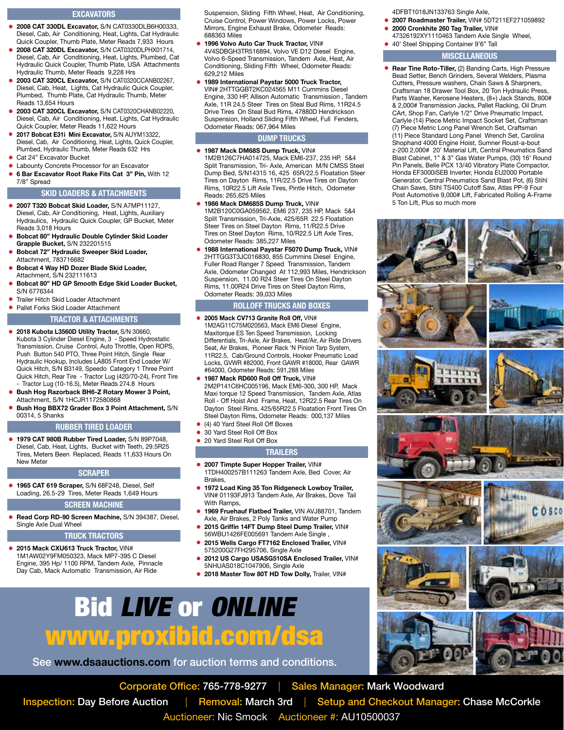## EXCAVATORS

- **2008 CAT 330DL Excavator,** S/N CAT0330DLB6H00333, Diesel, Cab, Air Conditioning, Heat, Lights, Cat Hydraulic Quick Coupler, Thumb Plate, Meter Reads 7,933 Hours
- **2008 CAT 320DL Excavator,** S/N CAT0320DLPHX01714, Diesel, Cab, Air Conditioning, Heat, Lights, Plumbed, Cat Hydraulic Quick Coupler, Thumb Plate, USA Attachments Hydraulic Thumb, Meter Reads 9,228 Hrs
- **2003 CAT 320CL Excavator,** S/N CAT0320CCANB02267, Diesel, Cab, Heat, Lights, Cat Hydraulic Quick Coupler, Plumbed, Thumb Plate, Cat Hydraulic Thumb, Meter Reads 13,654 Hours
- **2003 CAT 320CL Excavator,** S/N CAT0320CHANB02220, Diesel, Cab, Air Conditioning, Heat, Lights, Cat Hydraulic Quick Coupler, Meter Reads 11,622 Hours
- **2017 Bobcat E31i Mini Excavator,** S/N AUYM13322, Diesel, Cab, Air Conditioning, Heat, Lights, Quick Coupler, Plumbed, Hydraulic Thumb, Meter Reads 632 Hrs
- Cat 24" Excavator Bucket
- Labounty Concrete Processor for an Excavator
- **6 Bar Excavator Root Rake Fits Cat 3" Pin,** With 12 7/8" Spread

## SKID LOADERS & ATTACHMENTS

- **2007 T320 Bobcat Skid Loader,** S/N A7MP11127, Diesel, Cab, Air Conditioning, Heat, Lights, Auxiliary Hydraulics, Hydraulic Quick Coupler, GP Bucket, Meter Reads 3,018 Hours
- **Bobcat 80" Hydraulic Double Cylinder Skid Loader Grapple Bucket,** S/N 232201515
- **Bobcat 72" Hydraulic Sweeper Skid Loader,** Attachment, 783716682
- **Bobcat 4 Way HD Dozer Blade Skid Loader,** Attachment, S/N 232111613
- **Bobcat 80" HD GP Smooth Edge Skid Loader Bucket,** S/N 6776344
- Trailer Hitch Skid Loader Attachment
- Pallet Forks Skid Loader Attachment

## TRACTOR & ATTACHMENTS

- **2018 Kubota L3560D Utility Tractor,** S/N 30660, Kubota 3 Cylinder Diesel Engine, 3 - Speed Hydrostatic Transmission, Cruise Control, Auto Throttle, Open ROPS, Push Button 540 PTO, Three Point Hitch, Single Rear Hydraulic Hookup, Includes LA805 Front End Loader W/ Quick Hitch, S/N B3149, Speedo Category 1 Three Point Quick Hitch, Rear Tire - Tractor Lug (420/70-24), Front Tire - Tractor Lug (10-16.5), Meter Reads 274.8 Hours
- **Bush Hog Razorback BH6-Z Rotary Mower 3 Point,** Attachment, S/N 1HCJR1172580868
- **Bush Hog BBX72 Grader Box 3 Point Attachment,** S/N 00314, 5 Shanks

## RUBBER TIRED LOADER

- **1979 CAT 980B Rubber Tired Loader,** S/N 89P7048, Diesel, Cab, Heat, Lights, Bucket with Teeth, 29.5R25 Tires, Meters Been Replaced, Reads 11,633 Hours On New Meter

## SCRAPER

- **1965 CAT 619 Scraper,** S/N 68F248, Diesel, Self Loading, 26.5-29 Tires, Meter Reads 1,649 Hours

## SCREEN MACHINE

- **Read Corp RD-90 Screen Machine,** S/N 394387, Diesel, Single Axle Dual Wheel

## TRUCK TRACTORS

- **2015 Mack CXU613 Truck Tractor,** VIN# 1M1AW02Y9FM050323, Mack MP7-395 C Diesel Engine, 395 Hp/ 1100 RPM, Tandem Axle, Pinnacle Day Cab, Mack Automatic Transmission, Air Ride Suspension, Sliding Fifth Wheel, Heat, Air Conditioning, Cruise Control, Power Windows, Power Locks, Power Mirrors, Engine Exhaust Brake, Odometer Reads: 688363 Miles
- **1996 Volvo Auto Car Truck Tractor,** VIN# 4V4SDBGH3TR516894, Volvo VE D12 Diesel Engine, Volvo 6-Speed Transmission, Tandem Axle, Heat, Air Conditioning, Sliding Fifth Wheel, Odometer Reads: 629,212 Miles
- **1989 International Paystar 5000 Truck Tractor,** VIN# 2HTTGGBT2KC024565 M11 Cummins Diesel Engine, 330 HP, Allison Automatic Transmission , Tandem Axle, 11R 24.5 Steer Tires on Steal Bud Rims, 11R24.5 Drive Tires On Steal Bud Rims, 47880D Hendrickson Suspension, Holland Sliding Fifth Wheel, Full Fenders, Odometer Reads: 067,964 Miles

## DUMP TRUCKS

- **1987 Mack DM68S Dump Truck,** VIN# 1M2B126C7HA014725, Mack EM6-237, 235 HP, 5&4 Split Transmission, Tri- Axle, American HD CMSS Steel Dump Bed, S/N14315 16, 425 65R/22.5 Floatation Steer Tires on Dayton Rims, 11R/22.5 Drive Tires on Dayton Rims, 10R22.5 Lift Axle Tires, Pintle Hitch, Odometer Reads: 265,625 Miles
- **1986 Mack DM685S Dump Truck,** VIN# 1M2B120C0GA059562, EM6 237, 235 HP, Mack 5&4 Split Transmission, Tri-Axle, 425/65R 22.5 Floatation Steer Tires on Steel Dayton Rims, 11/R22.5 Drive Tires on Steel Dayton Rims, 10/R22.5 Lift Axle Tires, Odometer Reads: 385,227 Miles
- **1988 International Paystar F5070 Dump Truck,** VIN# 2HTTGG3T3JC016830, 855 Cummins Diesel Engine, Fuller Road Ranger 7 Speed Transmission, Tandem Axle, Odometer Changed At 112,993 Miles, Hendrickson Suspension, 11.00 R24 Steer Tires On Steel Dayton Rims, 11.00R24 Drive Tires on Steel Dayton Rims, Odometer Reads: 39,033 Miles

## ROLLOFF TRUCKS AND BOXES

- **2005 Mack CV713 Granite Roll Off,** VIN# 1M2AG11C75M020563, Mack EM6 Diesel Engine, Maxitorque ES Ten Speed Transmission, Locking Differentials, Tri-Axle, Air Brakes, Heat/Air, Air Ride Drivers Seat, Air Brakes, Pioneer Rack 'N Pinion Tarp System, 11R22.5, Cab/Ground Controls, Hooker Pneumatic Load Locks, GVWR #82000, Front GAWR #18000, Rear GAWR #64000, Odometer Reads: 591,288 Miles
- **1987 Mack RD600 Roll Off Truck,** VIN# 2M2P141C6HC005196, Mack EM6-300, 300 HP, Mack Maxi torque 12 Speed Transmission, Tandem Axle, Atlas Roll - Off Hoist And Frame, Heat, 12R22.5 Rear Tires On Dayton Steel Rims, 425/65R22.5 Floatation Front Tires On Steel Dayton Rims, Odometer Reads: 000,137 Miles
- (4) 40 Yard Steel Roll Off Boxes
- 30 Yard Steel Roll Off Box
- 20 Yard Steel Roll Off Box

## TRAILERS

- **2007 Timpte Super Hopper Trailer,** VIN# 1TDH400257B111263 Tandem Axle, Bed Cover, Air Brakes,
- **1972 Load King 35 Ton Ridgeneck Lowboy Trailer,** VIN# 01193FJ913 Tandem Axle, Air Brakes, Dove Tail With Ramps,
- **1969 Fruehauf Flatbed Trailer,** VIN AVJ88701, Tandem Axle, Air Brakes, 2 Poly Tanks and Water Pump
- **2015 Griffin 14FT Dump Steel Dump Trailer,** VIN# 56WBU1426FE005691 Tandem Axle Single ,
- **2015 Wells Cargo FT7162 Enclosed Trailer,** VIN# 575200G27FH295706, Single Axle
- **2012 US Cargo USASG510SA Enclosed Trailer,** VIN# 5NHUAS018C1047906, Single Axle
- **2018 Master Tow 80T HD Tow Dolly,** Trailer, VIN# 4DFBT1018JN133763 Single Axle,
- **2007 Roadmaster Trailer,** VIN# 5DT211EF271059892
- **2000 Cronkhite 260 Tag Trailer,** VIN# 47326192XY1110463 Tandem Axle Single Wheel,
- 40' Steel Shipping Container 9'6" Tall

## MISCELLANEOUS

- **Rear Tine Roto-Tiller,** (2) Banding Carts, High Pressure Bead Setter, Bench Grinders, Several Welders, Plasma Cutters, Pressure washers, Chain Saws & Sharpners, Craftsman 18 Drawer Tool Box, 20 Ton Hydraulic Press, Parts Washer, Kerosene Heaters, (8+) Jack Stands, 800# & 2,000# Transmission Jacks, Pallet Racking, Oil Drum CArt, Shop Fan, Carlyle 1/2" Drive Pneumatic Impact, Carlyle (14) Piece Metric Impact Socket Set, Craftsman (7) Piece Metric Long Panel Wrench Set, Craftsman (11) Piece Standard Long Panel Wrench Set, Carolina Shophand 4000 Engine Hoist, Sumner Roust-a-bout z-200 2,000# 20' Material Lift, Central Pneumatics Sand Blast Cabinet, 1" & 3" Gas Water Pumps, (30) 16' Round Pin Panels, Belle PCX 13/40 Vibratory Plate Compactor, Honda EF3000iSEB Inverter, Honda EU2000 Portable Generator, Central Pneumatics Sand Blast Pot, (6) Stihl Chain Saws, Stihl TS400 Cutoff Saw, Atlas PP-9 Four Post Automotive 9,000# Lift, Fabricated Rolling A-Frame 5 Ton Lift, Plus so much more

# Bid *LIVE* or *ONLINE*

# www.proxibid.com/dsa

See **www.dsaauctions.com** for auction terms and conditions.

Corporate Office: 765-778-9277 | Sales Manager: Mark Woodward

Inspection: Day Before Auction | Removal: March 3rd | Setup and Checkout Manager: Chase McCorkle

Auctioneer: Nic Smock Auctioneer #: AU10500037